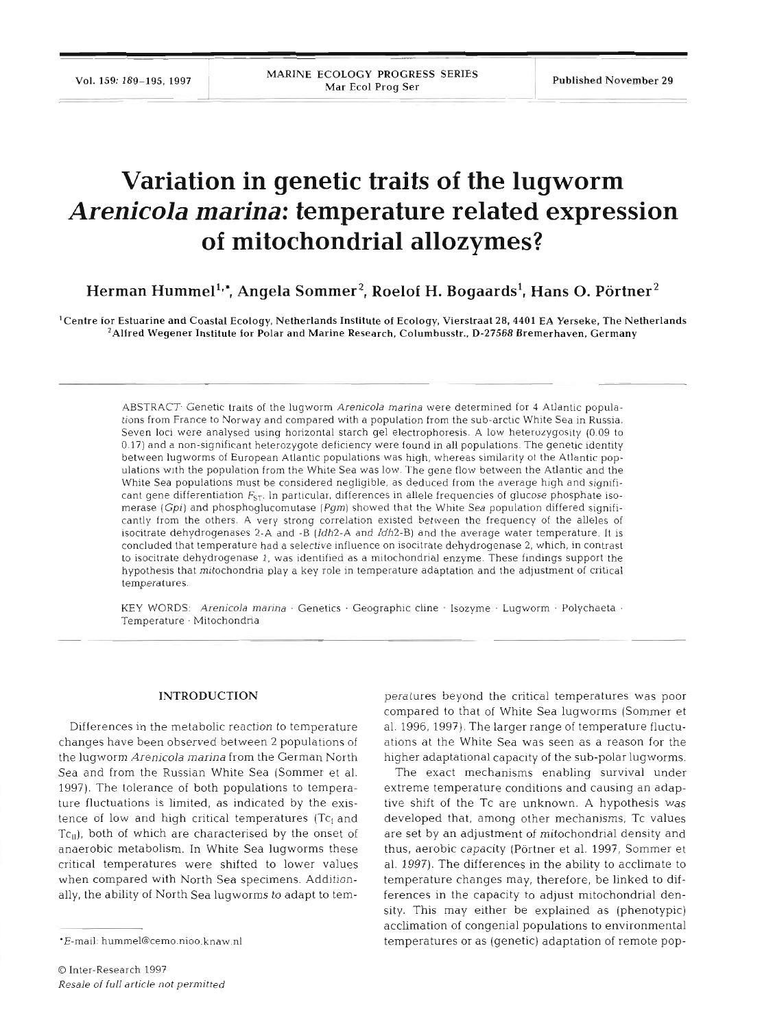# Variation in genetic traits of the lugworm *Arenicola marina*: temperature related expression of mitochondrial allozymes?

**Herman Hummel[1,*], Angela Sommer[2], Roelof H. Bogaards[1], Hans O. Pörtner[2]**

[1]Centre for Estuarine and Coastal Ecology, Netherlands Institute of Ecology, Vierstraat 28, 4401 EA Yerseke, The Netherlands
[2]Alfred Wegener Institute for Polar and Marine Research, Columbusstr., D-27568 Bremerhaven, Germany

ABSTRACT: Genetic traits of the lugworm *Arenicola marina* were determined for 4 Atlantic populations from France to Norway and compared with a population from the sub-arctic White Sea in Russia. Seven loci were analysed using horizontal starch gel electrophoresis. A low heterozygosity (0.09 to 0.17) and a non-significant heterozygote deficiency were found in all populations. The genetic identity between lugworms of European Atlantic populations was high, whereas similarity of the Atlantic populations with the population from the White Sea was low. The gene flow between the Atlantic and the White Sea populations must be considered negligible, as deduced from the average high and significant gene differentiation $F_{ST}$. In particular, differences in allele frequencies of glucose phosphate isomerase (*Gpi*) and phosphoglucomutase (*Pgm*) showed that the White Sea population differed significantly from the others. A very strong correlation existed between the frequency of the alleles of isocitrate dehydrogenases 2-A and -B (*Idh*2-A and *Idh*2-B) and the average water temperature. It is concluded that temperature had a selective influence on isocitrate dehydrogenase 2, which, in contrast to isocitrate dehydrogenase 1, was identified as a mitochondrial enzyme. These findings support the hypothesis that mitochondria play a key role in temperature adaptation and the adjustment of critical temperatures.

KEY WORDS: *Arenicola marina* · Genetics · Geographic cline · Isozyme · Lugworm · Polychaeta · Temperature · Mitochondria

## INTRODUCTION

Differences in the metabolic reaction to temperature changes have been observed between 2 populations of the lugworm *Arenicola marina* from the German North Sea and from the Russian White Sea (Sommer et al. 1997). The tolerance of both populations to temperature fluctuations is limited, as indicated by the existence of low and high critical temperatures ($Tc_I$ and $Tc_{II}$), both of which are characterised by the onset of anaerobic metabolism. In White Sea lugworms these critical temperatures were shifted to lower values when compared with North Sea specimens. Additionally, the ability of North Sea lugworms to adapt to temperatures beyond the critical temperatures was poor compared to that of White Sea lugworms (Sommer et al. 1996, 1997). The larger range of temperature fluctuations at the White Sea was seen as a reason for the higher adaptational capacity of the sub-polar lugworms.

The exact mechanisms enabling survival under extreme temperature conditions and causing an adaptive shift of the Tc are unknown. A hypothesis was developed that, among other mechanisms, Tc values are set by an adjustment of mitochondrial density and thus, aerobic capacity (Pörtner et al. 1997, Sommer et al. 1997). The differences in the ability to acclimate to temperature changes may, therefore, be linked to differences in the capacity to adjust mitochondrial density. This may either be explained as (phenotypic) acclimation of congenial populations to environmental temperatures or as (genetic) adaptation of remote pop-

*E-mail: hummel@cemo.nioo.knaw.nl

© Inter-Research 1997
*Resale of full article not permitted*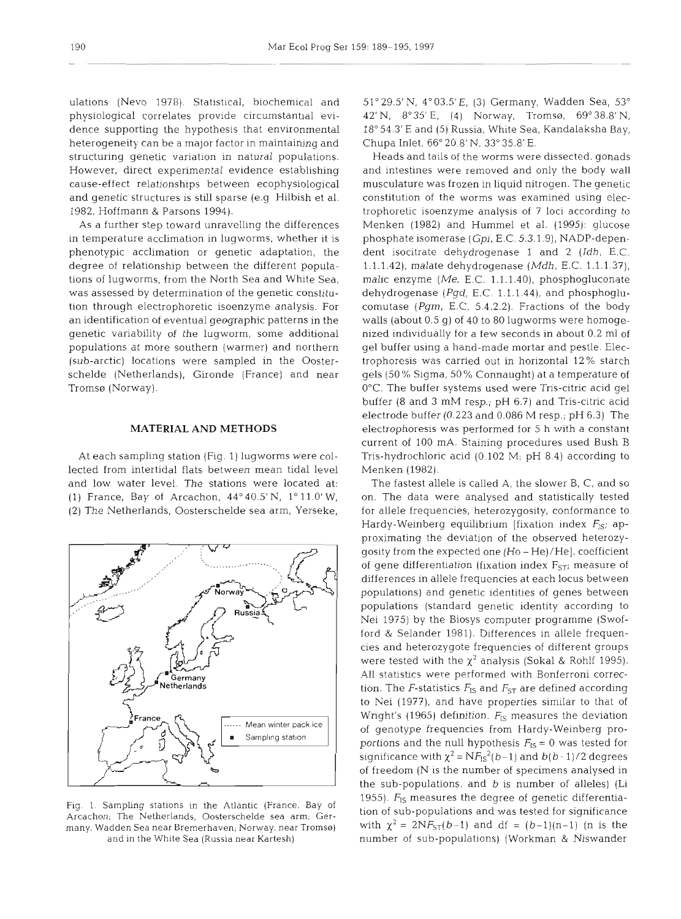ulations (Nevo 1978). Statistical, biochemical and physiological correlates provide circumstantial evidence supporting the hypothesis that environmental heterogeneity can be a major factor in maintaining and structuring genetic variation in natural populations. However, direct experimental evidence establishing cause-effect relationships between ecophysiological and genetic structures is still sparse (e.g. Hilbish et al. 1982, Hoffmann & Parsons 1994).

As a further step toward unravelling the differences in temperature acclimation in lugworms, whether it is phenotypic acclimation or genetic adaptation, the degree of relationship between the different populations of lugworms, from the North Sea and White Sea, was assessed by determination of the genetic constitution through electrophoretic isoenzyme analysis. For an identification of eventual geographic patterns in the genetic variability of the lugworm, some additional populations at more southern (warmer) and northern (sub-arctic) locations were sampled in the Oosterschelde (Netherlands), Gironde (France) and near Tromsø (Norway).

## MATERIAL AND METHODS

At each sampling station (Fig. 1) lugworms were collected from intertidal flats between mean tidal level and low water level. The stations were located at: (1) France, Bay of Arcachon, 44° 40.5' N, 1° 11.0' W, (2) The Netherlands, Oosterschelde sea arm, Yerseke, 51° 29.5' N, 4° 03.5' E, (3) Germany, Wadden Sea, 53° 42' N, 8° 35' E, (4) Norway, Tromsø, 69° 38.8' N, 18° 54.3' E and (5) Russia, White Sea, Kandalaksha Bay, Chupa Inlet, 66° 20.8' N, 33° 35.8' E.

Fig. 1. Sampling stations in the Atlantic (France, Bay of Arcachon; The Netherlands, Oosterschelde sea arm; Germany, Wadden Sea near Bremerhaven; Norway, near Tromsø) and in the White Sea (Russia near Kartesh)

Heads and tails of the worms were dissected, gonads and intestines were removed and only the body wall musculature was frozen in liquid nitrogen. The genetic constitution of the worms was examined using electrophoretic isoenzyme analysis of 7 loci according to Menken (1982) and Hummel et al. (1995): glucose phosphate isomerase (*Gpi*, E.C. 5.3.1.9), NADP-dependent isocitrate dehydrogenase 1 and 2 (*Idh*, E.C. 1.1.1.42), malate dehydrogenase (*Mdh*, E.C. 1.1.1.37), malic enzyme (*Me*, E.C. 1.1.1.40), phosphogluconate dehydrogenase (*Pgd*, E.C. 1.1.1.44), and phosphoglucomutase (*Pgm*, E.C. 5.4.2.2). Fractions of the body walls (about 0.5 g) of 40 to 80 lugworms were homogenized individually for a few seconds in about 0.2 ml of gel buffer using a hand-made mortar and pestle. Electrophoresis was carried out in horizontal 12% starch gels (50% Sigma, 50% Connaught) at a temperature of 0°C. The buffer systems used were Tris-citric acid gel buffer (8 and 3 mM resp.; pH 6.7) and Tris-citric acid electrode buffer (0.223 and 0.086 M resp.; pH 6.3). The electrophoresis was performed for 5 h with a constant current of 100 mA. Staining procedures used Bush B Tris-hydrochloric acid (0.102 M; pH 8.4) according to Menken (1982).

The fastest allele is called A, the slower B, C, and so on. The data were analysed and statistically tested for allele frequencies, heterozygosity, conformance to Hardy-Weinberg equilibrium [fixation index $F_{IS}$; approximating the deviation of the observed heterozygosity from the expected one $(Ho - He)/He$], coefficient of gene differentiation (fixation index $F_{ST}$; measure of differences in allele frequencies at each locus between populations) and genetic identities of genes between populations (standard genetic identity according to Nei 1975) by the Biosys computer programme (Swofford & Selander 1981). Differences in allele frequencies and heterozygote frequencies of different groups were tested with the $\chi^2$ analysis (Sokal & Rohlf 1995). All statistics were performed with Bonferroni correction. The *F*-statistics $F_{IS}$ and $F_{ST}$ are defined according to Nei (1977), and have properties similar to that of Wright's (1965) definition. $F_{IS}$ measures the deviation of genotype frequencies from Hardy-Weinberg proportions and the null hypothesis $F_{IS} = 0$ was tested for significance with $\chi^2 = NF_{IS}^2(b-1)$ and $b(b-1)/2$ degrees of freedom (N is the number of specimens analysed in the sub-populations, and *b* is number of alleles) (Li 1955). $F_{IS}$ measures the degree of genetic differentiation of sub-populations and was tested for significance with $\chi^2 = 2NF_{ST}(b-1)$ and df $= (b-1)(n-1)$ (n is the number of sub-populations) (Workman & Niswander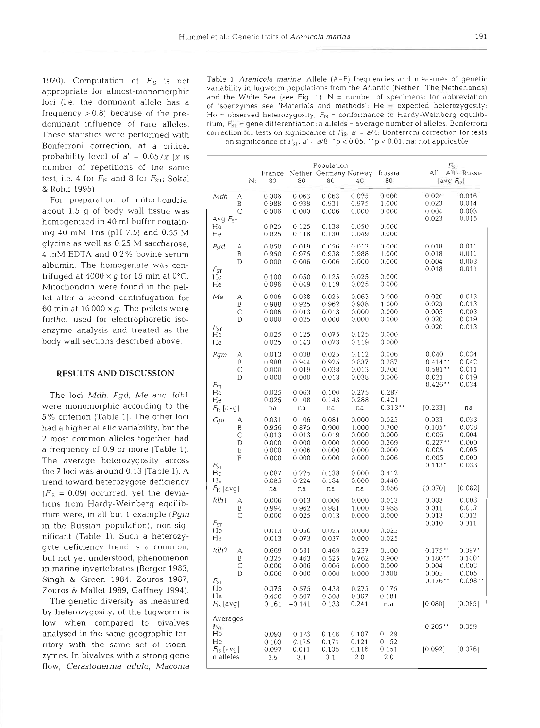1970). Computation of $F_{IS}$ is not appropriate for almost-monomorphic loci (i.e. the dominant allele has a frequency >0.8) because of the predominant influence of rare alleles. These statistics were performed with Bonferroni correction, at a critical probability level of $a' = 0.05/x$ ($x$ is number of repetitions of the same test, i.e. 4 for $F_{IS}$ and 8 for $F_{ST}$; Sokal & Rohlf 1995).

For preparation of mitochondria, about 1.5 g of body wall tissue was homogenized in 40 ml buffer containing 40 mM Tris (pH 7.5) and 0.55 M glycine as well as 0.25 M saccharose, 4 mM EDTA and 0.2% bovine serum albumin. The homogenate was centrifuged at 4000 × *g* for 15 min at 0°C. Mitochondria were found in the pellet after a second centrifugation for 60 min at 16 000 × *g*. The pellets were further used for electrophoretic isoenzyme analysis and treated as the body wall sections described above.

## RESULTS AND DISCUSSION

The loci *Mdh*, *Pgd*, *Me* and *Idh1* were monomorphic according to the 5% criterion (Table 1). The other loci had a higher allelic variability, but the 2 most common alleles together had a frequency of 0.9 or more (Table 1). The average heterozygosity across the 7 loci was around 0.13 (Table 1). A trend toward heterozygote deficiency ($F_{IS}$ = 0.09) occurred, yet the deviations from Hardy-Weinberg equilibrium were, in all but 1 example (*Pgm* in the Russian population), non-significant (Table 1). Such a heterozygote deficiency trend is a common, but not yet understood, phenomenon in marine invertebrates (Berger 1983, Singh & Green 1984, Zouros 1987, Zouros & Mallet 1989, Gaffney 1994).

The genetic diversity, as measured by heterozygosity, of the lugworm is low when compared to bivalves analysed in the same geographic territory with the same set of isoenzymes. In bivalves with a strong gene flow, *Cerastoderma edule*, *Macoma*

Table 1. *Arenicola marina*. Allele (A–F) frequencies and measures of genetic variability in lugworm populations from the Atlantic (Nether.: The Netherlands) and the White Sea (see Fig. 1). N = number of specimens; for abbreviation of isoenzymes see 'Materials and methods'; He = expected heterozygosity; Ho = observed heterozygosity; $F_{IS}$ = conformance to Hardy-Weinberg equilibrium; $F_{ST}$ = gene differentiation; n alleles = average number of alleles. Bonferroni correction for tests on significance of $F_{IS}$: $a' = a/4$; Bonferroni correction for tests on significance of $F_{ST}$: $a' = a/8$; \*p < 0.05, \*\*p < 0.01; na: not applicable

| | | France | Nether. | Germany | Norway | Russia | $F_{ST}$ All | $F_{ST}$ All – Russia |
|---|---|---|---|---|---|---|---|---|
| | N: | 80 | 80 | 80 | 40 | 80 | [avg $F_{IS}$] | |
| *Mdh* | A | 0.006 | 0.063 | 0.063 | 0.025 | 0.000 | 0.024 | 0.016 |
| | B | 0.988 | 0.938 | 0.931 | 0.975 | 1.000 | 0.023 | 0.014 |
| | C | 0.006 | 0.000 | 0.006 | 0.000 | 0.000 | 0.004 | 0.003 |
| Avg $F_{ST}$ | | | | | | | 0.023 | 0.015 |
| Ho | | 0.025 | 0.125 | 0.138 | 0.050 | 0.000 | | |
| He | | 0.025 | 0.118 | 0.130 | 0.049 | 0.000 | | |
| *Pgd* | A | 0.050 | 0.019 | 0.056 | 0.013 | 0.000 | 0.018 | 0.011 |
| | B | 0.950 | 0.975 | 0.938 | 0.988 | 1.000 | 0.018 | 0.011 |
| | D | 0.000 | 0.006 | 0.006 | 0.000 | 0.000 | 0.004 | 0.003 |
| $F_{ST}$ | | | | | | | 0.018 | 0.011 |
| Ho | | 0.100 | 0.050 | 0.125 | 0.025 | 0.000 | | |
| He | | 0.096 | 0.049 | 0.119 | 0.025 | 0.000 | | |
| *Me* | A | 0.006 | 0.038 | 0.025 | 0.063 | 0.000 | 0.020 | 0.013 |
| | B | 0.988 | 0.925 | 0.962 | 0.938 | 1.000 | 0.023 | 0.013 |
| | C | 0.006 | 0.013 | 0.013 | 0.000 | 0.000 | 0.005 | 0.003 |
| | D | 0.000 | 0.025 | 0.000 | 0.000 | 0.000 | 0.020 | 0.019 |
| $F_{ST}$ | | | | | | | 0.020 | 0.013 |
| Ho | | 0.025 | 0.125 | 0.075 | 0.125 | 0.000 | | |
| He | | 0.025 | 0.143 | 0.073 | 0.119 | 0.000 | | |
| *Pgm* | A | 0.013 | 0.038 | 0.025 | 0.112 | 0.006 | 0.040 | 0.034 |
| | B | 0.988 | 0.944 | 0.925 | 0.837 | 0.287 | 0.414\*\* | 0.042 |
| | C | 0.000 | 0.019 | 0.038 | 0.013 | 0.706 | 0.581\*\* | 0.011 |
| | D | 0.000 | 0.000 | 0.013 | 0.038 | 0.000 | 0.021 | 0.019 |
| $F_{ST}$ | | | | | | | 0.426\*\* | 0.034 |
| Ho | | 0.025 | 0.063 | 0.100 | 0.275 | 0.287 | | |
| He | | 0.025 | 0.108 | 0.143 | 0.288 | 0.421 | | |
| $F_{IS}$ [avg] | | na | na | na | na | 0.313\*\* | [0.233] | na |
| *Gpi* | A | 0.031 | 0.106 | 0.081 | 0.000 | 0.025 | 0.033 | 0.033 |
| | B | 0.956 | 0.875 | 0.900 | 1.000 | 0.700 | 0.105\* | 0.038 |
| | C | 0.013 | 0.013 | 0.019 | 0.000 | 0.000 | 0.006 | 0.004 |
| | D | 0.000 | 0.000 | 0.000 | 0.000 | 0.269 | 0.227\*\* | 0.000 |
| | E | 0.000 | 0.006 | 0.000 | 0.000 | 0.000 | 0.005 | 0.005 |
| | F | 0.000 | 0.000 | 0.000 | 0.000 | 0.006 | 0.005 | 0.000 |
| $F_{ST}$ | | | | | | | 0.113\* | 0.033 |
| Ho | | 0.087 | 0.225 | 0.138 | 0.000 | 0.412 | | |
| He | | 0.085 | 0.224 | 0.184 | 0.000 | 0.440 | | |
| $F_{IS}$ [avg] | | na | na | na | na | 0.056 | [0.070] | [0.082] |
| *Idh1* | A | 0.006 | 0.013 | 0.006 | 0.000 | 0.013 | 0.003 | 0.003 |
| | B | 0.994 | 0.962 | 0.981 | 1.000 | 0.988 | 0.011 | 0.013 |
| | C | 0.000 | 0.025 | 0.013 | 0.000 | 0.000 | 0.013 | 0.012 |
| $F_{ST}$ | | | | | | | 0.010 | 0.011 |
| Ho | | 0.013 | 0.050 | 0.025 | 0.000 | 0.025 | | |
| He | | 0.013 | 0.073 | 0.037 | 0.000 | 0.025 | | |
| *Idh2* | A | 0.669 | 0.531 | 0.469 | 0.237 | 0.100 | 0.175\*\* | 0.097\* |
| | B | 0.325 | 0.463 | 0.525 | 0.762 | 0.900 | 0.180\*\* | 0.100\* |
| | C | 0.000 | 0.006 | 0.006 | 0.000 | 0.000 | 0.004 | 0.003 |
| | D | 0.006 | 0.000 | 0.000 | 0.000 | 0.000 | 0.005 | 0.005 |
| $F_{ST}$ | | | | | | | 0.176\*\* | 0.098\*\* |
| Ho | | 0.375 | 0.575 | 0.438 | 0.275 | 0.175 | | |
| He | | 0.450 | 0.507 | 0.508 | 0.367 | 0.181 | | |
| $F_{IS}$ [avg] | | 0.161 | −0.141 | 0.133 | 0.241 | n.a | [0.080] | [0.085] |
| Averages | | | | | | | | |
| $F_{ST}$ | | | | | | | 0.205\*\* | 0.059 |
| Ho | | 0.093 | 0.173 | 0.148 | 0.107 | 0.129 | | |
| He | | 0.103 | 0.175 | 0.171 | 0.121 | 0.152 | | |
| $F_{IS}$ [avg] | | 0.097 | 0.011 | 0.135 | 0.116 | 0.151 | [0.092] | [0.076] |
| n alleles | | 2.6 | 3.1 | 3.1 | 2.0 | 2.0 | | |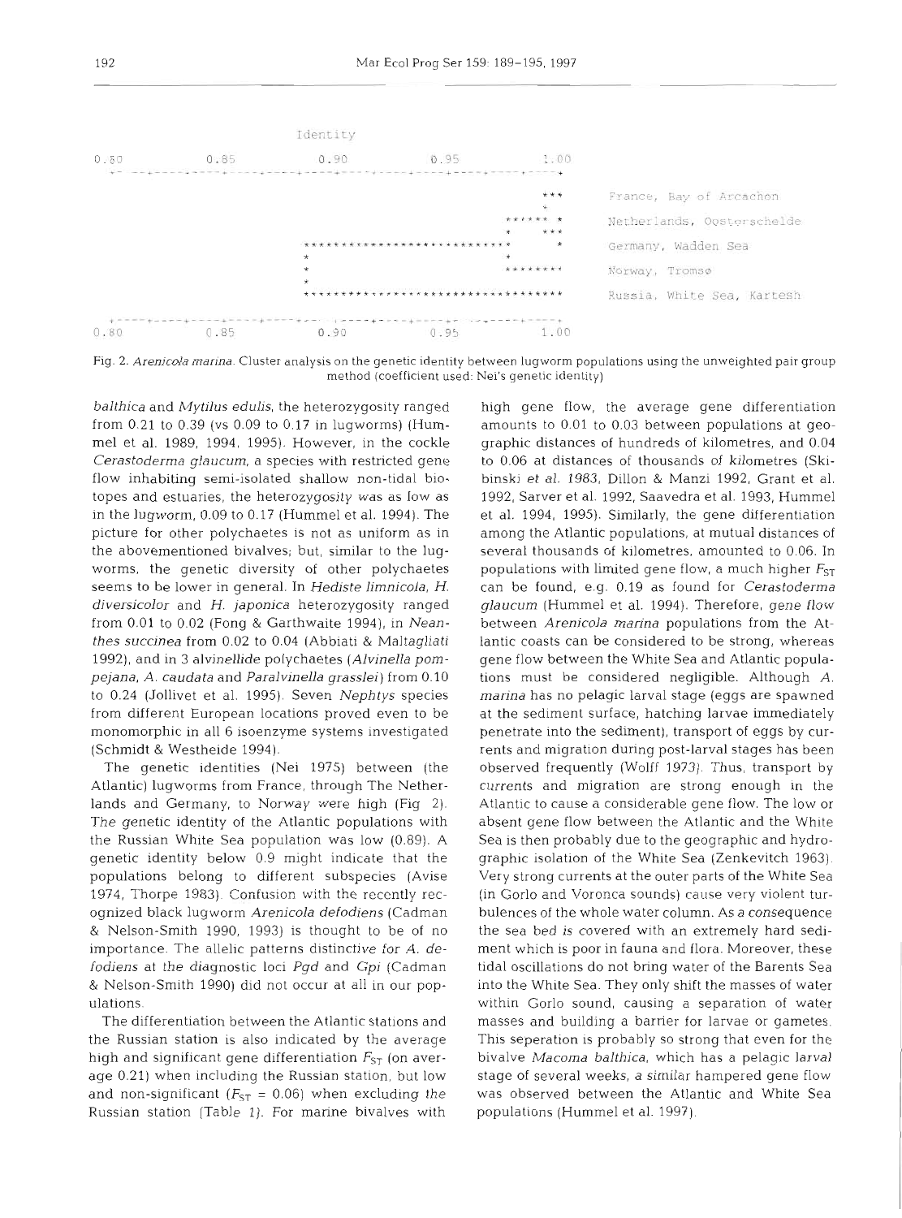```
                              Identity
0.80      0.85      0.90      0.95      1.00
+----+----+----+----+----+----+----+----+----+----+
                                          ***        France, Bay of Arcachon
                                           *
                                     ****** *        Netherlands, Oosterschelde
                                     *    ***
                **************************** *       Germany, Wadden Sea
                *                     *
                *                     ********       Norway, Tromsø
                *
                ********************************     Russia, White Sea, Kartesh
+----+----+----+----+----+----+----+----+----+----+
0.80      0.85      0.90      0.95      1.00
```

Fig. 2. *Arenicola marina*. Cluster analysis on the genetic identity between lugworm populations using the unweighted pair group method (coefficient used: Nei's genetic identity)

*balthica* and *Mytilus edulis*, the heterozygosity ranged from 0.21 to 0.39 (vs 0.09 to 0.17 in lugworms) (Hummel et al. 1989, 1994, 1995). However, in the cockle *Cerastoderma glaucum*, a species with restricted gene flow inhabiting semi-isolated shallow non-tidal biotopes and estuaries, the heterozygosity was as low as in the lugworm, 0.09 to 0.17 (Hummel et al. 1994). The picture for other polychaetes is not as uniform as in the abovementioned bivalves; but, similar to the lugworms, the genetic diversity of other polychaetes seems to be lower in general. In *Hediste limnicola*, *H. diversicolor* and *H. japonica* heterozygosity ranged from 0.01 to 0.02 (Fong & Garthwaite 1994), in *Neanthes succinea* from 0.02 to 0.04 (Abbiati & Maltagliati 1992), and in 3 alvinellide polychaetes (*Alvinella pompejana*, *A. caudata* and *Paralvinella grasslei*) from 0.10 to 0.24 (Jollivet et al. 1995). Seven *Nephtys* species from different European locations proved even to be monomorphic in all 6 isoenzyme systems investigated (Schmidt & Westheide 1994).

The genetic identities (Nei 1975) between (the Atlantic) lugworms from France, through The Netherlands and Germany, to Norway were high (Fig 2). The genetic identity of the Atlantic populations with the Russian White Sea population was low (0.89). A genetic identity below 0.9 might indicate that the populations belong to different subspecies (Avise 1974, Thorpe 1983). Confusion with the recently recognized black lugworm *Arenicola defodiens* (Cadman & Nelson-Smith 1990, 1993) is thought to be of no importance. The allelic patterns distinctive for *A. defodiens* at the diagnostic loci *Pgd* and *Gpi* (Cadman & Nelson-Smith 1990) did not occur at all in our populations.

The differentiation between the Atlantic stations and the Russian station is also indicated by the average high and significant gene differentiation $F_{ST}$ (on average 0.21) when including the Russian station, but low and non-significant ($F_{ST}$ = 0.06) when excluding the Russian station (Table 1). For marine bivalves with high gene flow, the average gene differentiation amounts to 0.01 to 0.03 between populations at geographic distances of hundreds of kilometres, and 0.04 to 0.06 at distances of thousands of kilometres (Skibinski et al. 1983, Dillon & Manzi 1992, Grant et al. 1992, Sarver et al. 1992, Saavedra et al. 1993, Hummel et al. 1994, 1995). Similarly, the gene differentiation among the Atlantic populations, at mutual distances of several thousands of kilometres, amounted to 0.06. In populations with limited gene flow, a much higher $F_{ST}$ can be found, e.g. 0.19 as found for *Cerastoderma glaucum* (Hummel et al. 1994). Therefore, gene flow between *Arenicola marina* populations from the Atlantic coasts can be considered to be strong, whereas gene flow between the White Sea and Atlantic populations must be considered negligible. Although *A. marina* has no pelagic larval stage (eggs are spawned at the sediment surface, hatching larvae immediately penetrate into the sediment), transport of eggs by currents and migration during post-larval stages has been observed frequently (Wolff 1973). Thus, transport by currents and migration are strong enough in the Atlantic to cause a considerable gene flow. The low or absent gene flow between the Atlantic and the White Sea is then probably due to the geographic and hydrographic isolation of the White Sea (Zenkevitch 1963). Very strong currents at the outer parts of the White Sea (in Gorlo and Voronca sounds) cause very violent turbulences of the whole water column. As a consequence the sea bed is covered with an extremely hard sediment which is poor in fauna and flora. Moreover, these tidal oscillations do not bring water of the Barents Sea into the White Sea. They only shift the masses of water within Gorlo sound, causing a separation of water masses and building a barrier for larvae or gametes. This seperation is probably so strong that even for the bivalve *Macoma balthica*, which has a pelagic larval stage of several weeks, a similar hampered gene flow was observed between the Atlantic and White Sea populations (Hummel et al. 1997).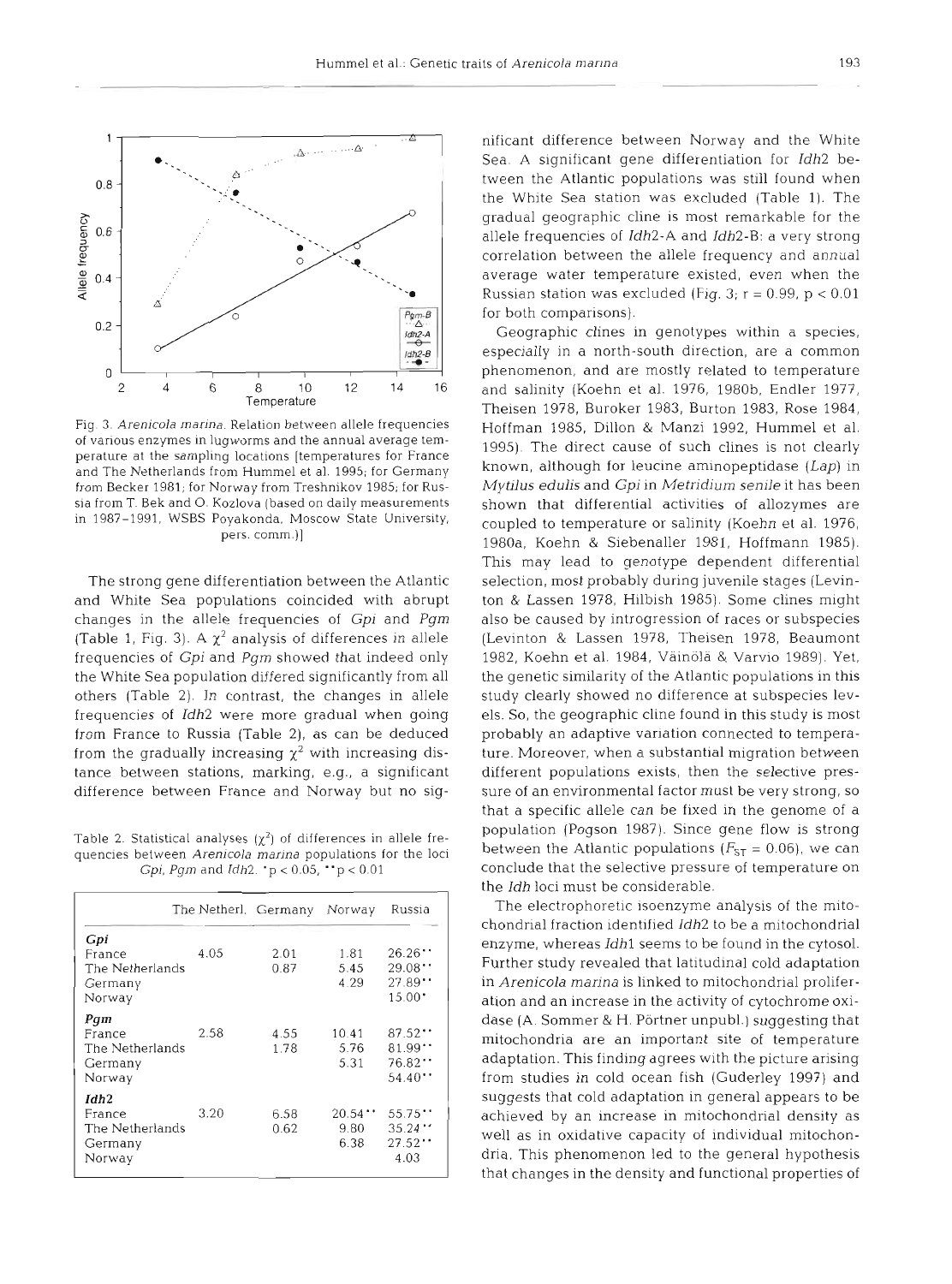Fig. 3. *Arenicola marina*. Relation between allele frequencies of various enzymes in lugworms and the annual average temperature at the sampling locations [temperatures for France and The Netherlands from Hummel et al. 1995; for Germany from Becker 1981; for Norway from Treshnikov 1985; for Russia from T. Bek and O. Kozlova (based on daily measurements in 1987–1991, WSBS Poyakonda, Moscow State University, pers. comm.)]

The strong gene differentiation between the Atlantic and White Sea populations coincided with abrupt changes in the allele frequencies of *Gpi* and *Pgm* (Table 1, Fig. 3). A $\chi^2$ analysis of differences in allele frequencies of *Gpi* and *Pgm* showed that indeed only the White Sea population differed significantly from all others (Table 2). In contrast, the changes in allele frequencies of *Idh2* were more gradual when going from France to Russia (Table 2), as can be deduced from the gradually increasing $\chi^2$ with increasing distance between stations, marking, e.g., a significant difference between France and Norway but no significant difference between Norway and the White Sea. A significant gene differentiation for *Idh2* between the Atlantic populations was still found when the White Sea station was excluded (Table 1). The gradual geographic cline is most remarkable for the allele frequencies of *Idh2*-A and *Idh2*-B: a very strong correlation between the allele frequency and annual average water temperature existed, even when the Russian station was excluded (Fig. 3; $r = 0.99$, $p < 0.01$ for both comparisons).

Table 2. Statistical analyses ($\chi^2$) of differences in allele frequencies between *Arenicola marina* populations for the loci *Gpi*, *Pgm* and *Idh2*. \*$p < 0.05$, \*\*$p < 0.01$

| | The Netherl. | Germany | Norway | Russia |
|---|---|---|---|---|
| ***Gpi*** | | | | |
| France | 4.05 | 2.01 | 1.81 | 26.26\*\* |
| The Netherlands | | 0.87 | 5.45 | 29.08\*\* |
| Germany | | | 4.29 | 27.89\*\* |
| Norway | | | | 15.00\* |
| ***Pgm*** | | | | |
| France | 2.58 | 4.55 | 10.41 | 87.52\*\* |
| The Netherlands | | 1.78 | 5.76 | 81.99\*\* |
| Germany | | | 5.31 | 76.82\*\* |
| Norway | | | | 54.40\*\* |
| ***Idh2*** | | | | |
| France | 3.20 | 6.58 | 20.54\*\* | 55.75\*\* |
| The Netherlands | | 0.62 | 9.80 | 35.24\*\* |
| Germany | | | 6.38 | 27.52\*\* |
| Norway | | | | 4.03 |

Geographic clines in genotypes within a species, especially in a north-south direction, are a common phenomenon, and are mostly related to temperature and salinity (Koehn et al. 1976, 1980b, Endler 1977, Theisen 1978, Buroker 1983, Burton 1983, Rose 1984, Hoffman 1985, Dillon & Manzi 1992, Hummel et al. 1995). The direct cause of such clines is not clearly known, although for leucine aminopeptidase (*Lap*) in *Mytilus edulis* and *Gpi* in *Metridium senile* it has been shown that differential activities of allozymes are coupled to temperature or salinity (Koehn et al. 1976, 1980a, Koehn & Siebenaller 1981, Hoffmann 1985). This may lead to genotype dependent differential selection, most probably during juvenile stages (Levinton & Lassen 1978, Hilbish 1985). Some clines might also be caused by introgression of races or subspecies (Levinton & Lassen 1978, Theisen 1978, Beaumont 1982, Koehn et al. 1984, Väinölä & Varvio 1989). Yet, the genetic similarity of the Atlantic populations in this study clearly showed no difference at subspecies levels. So, the geographic cline found in this study is most probably an adaptive variation connected to temperature. Moreover, when a substantial migration between different populations exists, then the selective pressure of an environmental factor must be very strong, so that a specific allele can be fixed in the genome of a population (Pogson 1987). Since gene flow is strong between the Atlantic populations ($F_{ST} = 0.06$), we can conclude that the selective pressure of temperature on the *Idh* loci must be considerable.

The electrophoretic isoenzyme analysis of the mitochondrial fraction identified *Idh2* to be a mitochondrial enzyme, whereas *Idh1* seems to be found in the cytosol. Further study revealed that latitudinal cold adaptation in *Arenicola marina* is linked to mitochondrial proliferation and an increase in the activity of cytochrome oxidase (A. Sommer & H. Pörtner unpubl.) suggesting that mitochondria are an important site of temperature adaptation. This finding agrees with the picture arising from studies in cold ocean fish (Guderley 1997) and suggests that cold adaptation in general appears to be achieved by an increase in mitochondrial density as well as in oxidative capacity of individual mitochondria. This phenomenon led to the general hypothesis that changes in the density and functional properties of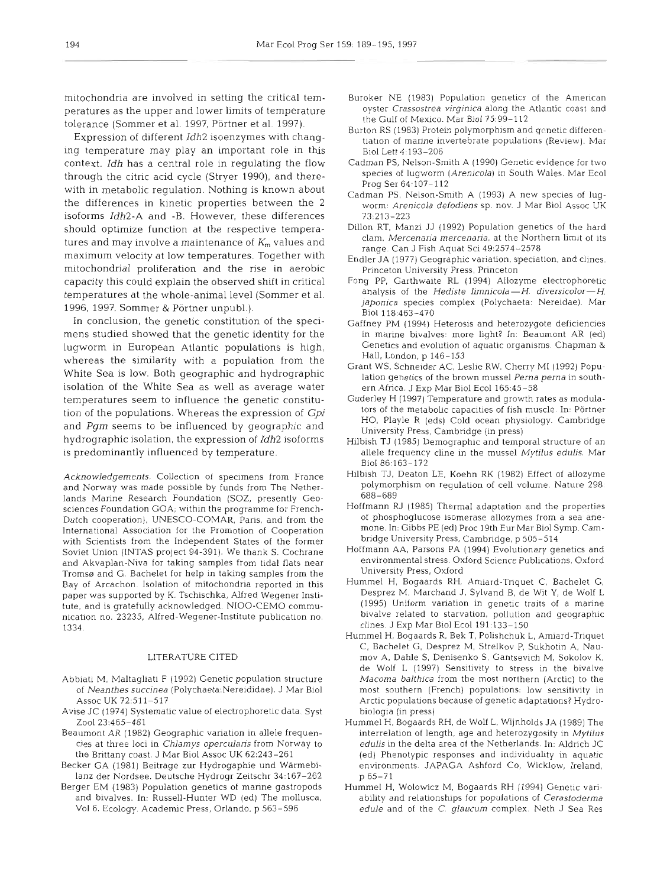mitochondria are involved in setting the critical temperatures as the upper and lower limits of temperature tolerance (Sommer et al. 1997, Pörtner et al. 1997).

Expression of different *Idh2* isoenzymes with changing temperature may play an important role in this context. *Idh* has a central role in regulating the flow through the citric acid cycle (Stryer 1990), and therewith in metabolic regulation. Nothing is known about the differences in kinetic properties between the 2 isoforms *Idh2*-A and -B. However, these differences should optimize function at the respective temperatures and may involve a maintenance of $K_m$ values and maximum velocity at low temperatures. Together with mitochondrial proliferation and the rise in aerobic capacity this could explain the observed shift in critical temperatures at the whole-animal level (Sommer et al. 1996, 1997, Sommer & Pörtner unpubl.).

In conclusion, the genetic constitution of the specimens studied showed that the genetic identity for the lugworm in European Atlantic populations is high, whereas the similarity with a population from the White Sea is low. Both geographic and hydrographic isolation of the White Sea as well as average water temperatures seem to influence the genetic constitution of the populations. Whereas the expression of *Gpi* and *Pgm* seems to be influenced by geographic and hydrographic isolation, the expression of *Idh2* isoforms is predominantly influenced by temperature.

*Acknowledgements.* Collection of specimens from France and Norway was made possible by funds from The Netherlands Marine Research Foundation (SOZ, presently Geosciences Foundation GOA; within the programme for French-Dutch cooperation), UNESCO-COMAR, Paris, and from the International Association for the Promotion of Cooperation with Scientists from the Independent States of the former Soviet Union (INTAS project 94-391). We thank S. Cochrane and Akvaplan-Niva for taking samples from tidal flats near Tromsø and G. Bachelet for help in taking samples from the Bay of Arcachon. Isolation of mitochondria reported in this paper was supported by K. Tschischka, Alfred Wegener Institute, and is gratefully acknowledged. NIOO-CEMO communication no. 23235, Alfred-Wegener-Institute publication no. 1334.

## LITERATURE CITED

Abbiati M, Maltagliati F (1992) Genetic population structure of *Neanthes succinea* (Polychaeta:Nereididae). J Mar Biol Assoc UK 72:511–517

Avise JC (1974) Systematic value of electrophoretic data. Syst Zool 23:465–481

Beaumont AR (1982) Geographic variation in allele frequencies at three loci in *Chlamys opercularis* from Norway to the Brittany coast. J Mar Biol Assoc UK 62:243–261

Becker GA (1981) Beitrage zur Hydrogaphie und Wärmebilanz der Nordsee. Deutsche Hydrogr Zeitschr 34:167–262

Berger EM (1983) Population genetics of marine gastropods and bivalves. In: Russell-Hunter WD (ed) The mollusca, Vol 6. Ecology. Academic Press, Orlando, p 563–596

Buroker NE (1983) Population genetics of the American oyster *Crassostrea virginica* along the Atlantic coast and the Gulf of Mexico. Mar Biol 75:99–112

Burton RS (1983) Protein polymorphism and genetic differentiation of marine invertebrate populations (Review). Mar Biol Lett 4:193–206

Cadman PS, Nelson-Smith A (1990) Genetic evidence for two species of lugworm (*Arenicola*) in South Wales. Mar Ecol Prog Ser 64:107–112

Cadman PS, Nelson-Smith A (1993) A new species of lugworm: *Arenicola defodiens* sp. nov. J Mar Biol Assoc UK 73:213–223

Dillon RT, Manzi JJ (1992) Population genetics of the hard clam, *Mercenaria mercenaria*, at the Northern limit of its range. Can J Fish Aquat Sci 49:2574–2578

Endler JA (1977) Geographic variation, speciation, and clines. Princeton University Press, Princeton

Fong PP, Garthwaite RL (1994) Allozyme electrophoretic analysis of the *Hediste limnicola—H. diversicolor—H. japonica* species complex (Polychaeta: Nereidae). Mar Biol 118:463–470

Gaffney PM (1994) Heterosis and heterozygote deficiencies in marine bivalves: more light? In: Beaumont AR (ed) Genetics and evolution of aquatic organisms. Chapman & Hall, London, p 146–153

Grant WS, Schneider AC, Leslie RW, Cherry MI (1992) Population genetics of the brown mussel *Perna perna* in southern Africa. J Exp Mar Biol Ecol 165:45–58

Guderley H (1997) Temperature and growth rates as modulators of the metabolic capacities of fish muscle. In: Pörtner HO, Playle R (eds) Cold ocean physiology. Cambridge University Press, Cambridge (in press)

Hilbish TJ (1985) Demographic and temporal structure of an allele frequency cline in the mussel *Mytilus edulis*. Mar Biol 86:163–172

Hilbish TJ, Deaton LE, Koehn RK (1982) Effect of allozyme polymorphism on regulation of cell volume. Nature 298:688–689

Hoffmann RJ (1985) Thermal adaptation and the properties of phosphoglucose isomerase allozymes from a sea anemone. In: Gibbs PE (ed) Proc 19th Eur Mar Biol Symp. Cambridge University Press, Cambridge, p 505–514

Hoffmann AA, Parsons PA (1994) Evolutionary genetics and environmental stress. Oxford Science Publications, Oxford University Press, Oxford

Hummel H, Bogaards RH, Amiard-Triquet C, Bachelet G, Desprez M, Marchand J, Sylvand B, de Wit Y, de Wolf L (1995) Uniform variation in genetic traits of a marine bivalve related to starvation, pollution and geographic clines. J Exp Mar Biol Ecol 191:133–150

Hummel H, Bogaards R, Bek T, Polishchuk L, Amiard-Triquet C, Bachelet G, Desprez M, Strelkov P, Sukhotin A, Naumov A, Dahle S, Denisenko S, Gantsevich M, Sokolov K, de Wolf L (1997) Sensitivity to stress in the bivalve *Macoma balthica* from the most northern (Arctic) to the most southern (French) populations: low sensitivity in Arctic populations because of genetic adaptations? Hydrobiologia (in press)

Hummel H, Bogaards RH, de Wolf L, Wijnholds JA (1989) The interrelation of length, age and heterozygosity in *Mytilus edulis* in the delta area of the Netherlands. In: Aldrich JC (ed) Phenotypic responses and individuality in aquatic environments. JAPAGA Ashford Co, Wicklow, Ireland, p 65–71

Hummel H, Wolowicz M, Bogaards RH (1994) Genetic variability and relationships for populations of *Cerastoderma edule* and of the *C. glaucum* complex. Neth J Sea Res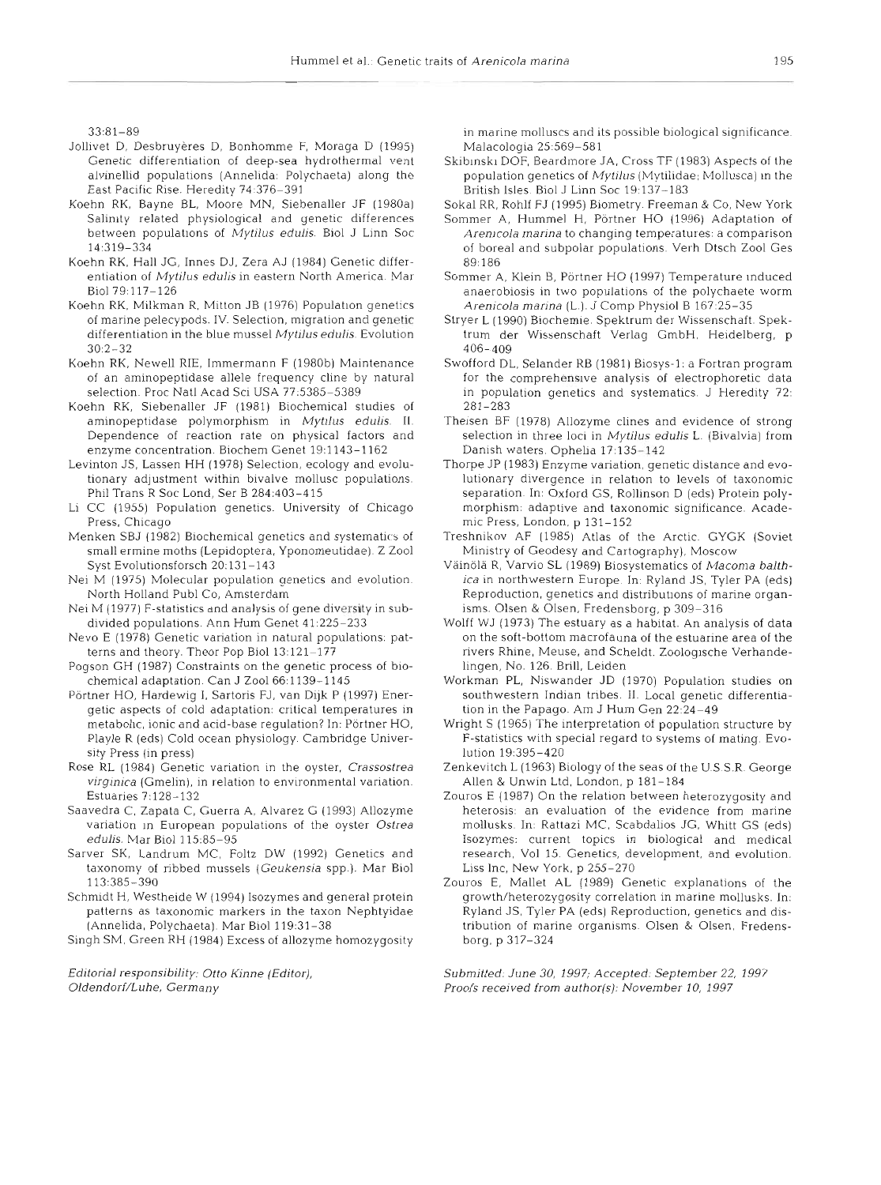33:81–89

Jollivet D, Desbruyères D, Bonhomme F, Moraga D (1995) Genetic differentiation of deep-sea hydrothermal vent alvinellid populations (Annelida: Polychaeta) along the East Pacific Rise. Heredity 74:376–391

Koehn RK, Bayne BL, Moore MN, Siebenaller JF (1980a) Salinity related physiological and genetic differences between populations of *Mytilus edulis*. Biol J Linn Soc 14:319–334

Koehn RK, Hall JG, Innes DJ, Zera AJ (1984) Genetic differentiation of *Mytilus edulis* in eastern North America. Mar Biol 79:117–126

Koehn RK, Milkman R, Mitton JB (1976) Population genetics of marine pelecypods. IV. Selection, migration and genetic differentiation in the blue mussel *Mytilus edulis*. Evolution 30:2–32

Koehn RK, Newell RIE, Immermann F (1980b) Maintenance of an aminopeptidase allele frequency cline by natural selection. Proc Natl Acad Sci USA 77:5385–5389

Koehn RK, Siebenaller JF (1981) Biochemical studies of aminopeptidase polymorphism in *Mytilus edulis*. II. Dependence of reaction rate on physical factors and enzyme concentration. Biochem Genet 19:1143–1162

Levinton JS, Lassen HH (1978) Selection, ecology and evolutionary adjustment within bivalve mollusc populations. Phil Trans R Soc Lond, Ser B 284:403–415

Li CC (1955) Population genetics. University of Chicago Press, Chicago

Menken SBJ (1982) Biochemical genetics and systematics of small ermine moths (Lepidoptera, Yponomeutidae). Z Zool Syst Evolutionsforsch 20:131–143

Nei M (1975) Molecular population genetics and evolution. North Holland Publ Co, Amsterdam

Nei M (1977) F-statistics and analysis of gene diversity in subdivided populations. Ann Hum Genet 41:225–233

Nevo E (1978) Genetic variation in natural populations: patterns and theory. Theor Pop Biol 13:121–177

Pogson GH (1987) Constraints on the genetic process of biochemical adaptation. Can J Zool 66:1139–1145

Pörtner HO, Hardewig I, Sartoris FJ, van Dijk P (1997) Energetic aspects of cold adaptation: critical temperatures in metabolic, ionic and acid-base regulation? In: Pörtner HO, Playle R (eds) Cold ocean physiology. Cambridge University Press (in press)

Rose RL (1984) Genetic variation in the oyster, *Crassostrea virginica* (Gmelin), in relation to environmental variation. Estuaries 7:128–132

Saavedra C, Zapata C, Guerra A, Alvarez G (1993) Allozyme variation in European populations of the oyster *Ostrea edulis*. Mar Biol 115:85–95

Sarver SK, Landrum MC, Foltz DW (1992) Genetics and taxonomy of ribbed mussels (*Geukensia* spp.). Mar Biol 113:385–390

Schmidt H, Westheide W (1994) Isozymes and general protein patterns as taxonomic markers in the taxon Nephtyidae (Annelida, Polychaeta). Mar Biol 119:31–38

Singh SM, Green RH (1984) Excess of allozyme homozygosity in marine molluscs and its possible biological significance. Malacologia 25:569–581

Skibinski DOF, Beardmore JA, Cross TF (1983) Aspects of the population genetics of *Mytilus* (Mytilidae; Mollusca) in the British Isles. Biol J Linn Soc 19:137–183

Sokal RR, Rohlf FJ (1995) Biometry. Freeman & Co, New York

Sommer A, Hummel H, Pörtner HO (1996) Adaptation of *Arenicola marina* to changing temperatures: a comparison of boreal and subpolar populations. Verh Dtsch Zool Ges 89:186

Sommer A, Klein B, Pörtner HO (1997) Temperature induced anaerobiosis in two populations of the polychaete worm *Arenicola marina* (L.). J Comp Physiol B 167:25–35

Stryer L (1990) Biochemie. Spektrum der Wissenschaft. Spektrum der Wissenschaft Verlag GmbH, Heidelberg, p 406–409

Swofford DL, Selander RB (1981) Biosys-1: a Fortran program for the comprehensive analysis of electrophoretic data in population genetics and systematics. J Heredity 72: 281–283

Theisen BF (1978) Allozyme clines and evidence of strong selection in three loci in *Mytilus edulis* L. (Bivalvia) from Danish waters. Ophelia 17:135–142

Thorpe JP (1983) Enzyme variation, genetic distance and evolutionary divergence in relation to levels of taxonomic separation. In: Oxford GS, Rollinson D (eds) Protein polymorphism: adaptive and taxonomic significance. Academic Press, London, p 131–152

Treshnikov AF (1985) Atlas of the Arctic. GYGK (Soviet Ministry of Geodesy and Cartography), Moscow

Väinölä R, Varvio SL (1989) Biosystematics of *Macoma balthica* in northwestern Europe. In: Ryland JS, Tyler PA (eds) Reproduction, genetics and distributions of marine organisms. Olsen & Olsen, Fredensborg, p 309–316

Wolff WJ (1973) The estuary as a habitat. An analysis of data on the soft-bottom macrofauna of the estuarine area of the rivers Rhine, Meuse, and Scheldt. Zoologische Verhandelingen, No. 126. Brill, Leiden

Workman PL, Niswander JD (1970) Population studies on southwestern Indian tribes. II. Local genetic differentiation in the Papago. Am J Hum Gen 22:24–49

Wright S (1965) The interpretation of population structure by F-statistics with special regard to systems of mating. Evolution 19:395–420

Zenkevitch L (1963) Biology of the seas of the U.S.S.R. George Allen & Unwin Ltd, London, p 181–184

Zouros E (1987) On the relation between heterozygosity and heterosis: an evaluation of the evidence from marine mollusks. In: Rattazi MC, Scabdalios JG, Whitt GS (eds) Isozymes: current topics in biological and medical research, Vol 15. Genetics, development, and evolution. Liss Inc, New York, p 255–270

Zouros E, Mallet AL (1989) Genetic explanations of the growth/heterozygosity correlation in marine mollusks. In: Ryland JS, Tyler PA (eds) Reproduction, genetics and distribution of marine organisms. Olsen & Olsen, Fredensborg, p 317–324

*Editorial responsibility: Otto Kinne (Editor), Oldendorf/Luhe, Germany*

*Submitted: June 30, 1997; Accepted: September 22, 1997*
*Proofs received from author(s): November 10, 1997*